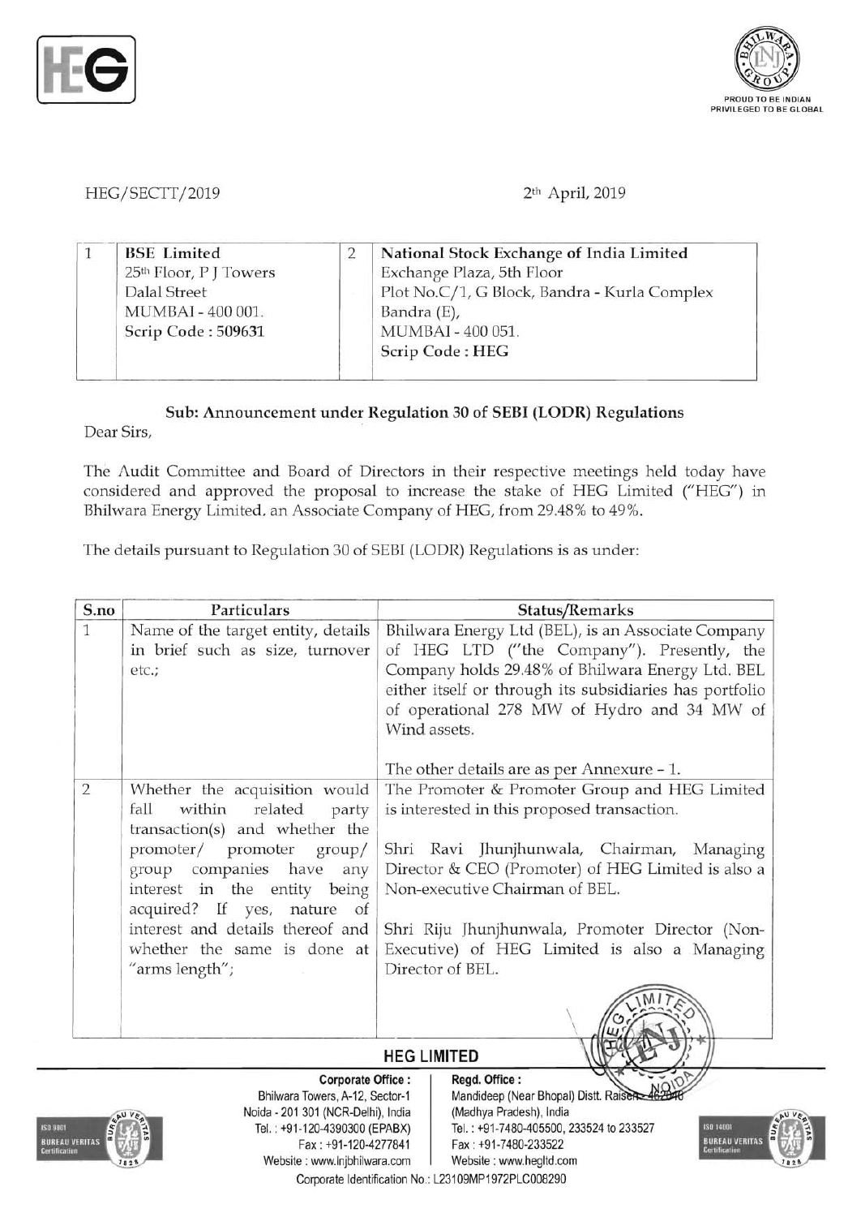HEG/SECTT/2019

2th April, 2019

| 1 | BSE Limited<br>25th Floor, P J Towers<br>Dalal Street<br>MUMBAI - 400 001.<br>**Scrip Code : 509631** | 2 | National Stock Exchange of India Limited<br>Exchange Plaza, 5th Floor<br>Plot No.C/1, G Block, Bandra - Kurla Complex<br>Bandra (E),<br>MUMBAI - 400 051.<br>**Scrip Code : HEG** |
|---|---|---|---|

**Sub: Announcement under Regulation 30 of SEBI (LODR) Regulations**

Dear Sirs,

The Audit Committee and Board of Directors in their respective meetings held today have considered and approved the proposal to increase the stake of HEG Limited ("HEG") in Bhilwara Energy Limited, an Associate Company of HEG, from 29.48% to 49%.

The details pursuant to Regulation 30 of SEBI (LODR) Regulations is as under:

| S.no | Particulars | Status/Remarks |
|---|---|---|
| 1 | Name of the target entity, details in brief such as size, turnover etc.; | Bhilwara Energy Ltd (BEL), is an Associate Company of HEG LTD ("the Company"). Presently, the Company holds 29.48% of Bhilwara Energy Ltd. BEL either itself or through its subsidiaries has portfolio of operational 278 MW of Hydro and 34 MW of Wind assets.<br><br>The other details are as per Annexure – 1. |
| 2 | Whether the acquisition would fall within related party transaction(s) and whether the promoter/ promoter group/ group companies have any interest in the entity being acquired? If yes, nature of interest and details thereof and whether the same is done at "arms length"; | The Promoter & Promoter Group and HEG Limited is interested in this proposed transaction.<br><br>Shri Ravi Jhunjhunwala, Chairman, Managing Director & CEO (Promoter) of HEG Limited is also a Non-executive Chairman of BEL.<br><br>Shri Riju Jhunjhunwala, Promoter Director (Non-Executive) of HEG Limited is also a Managing Director of BEL. |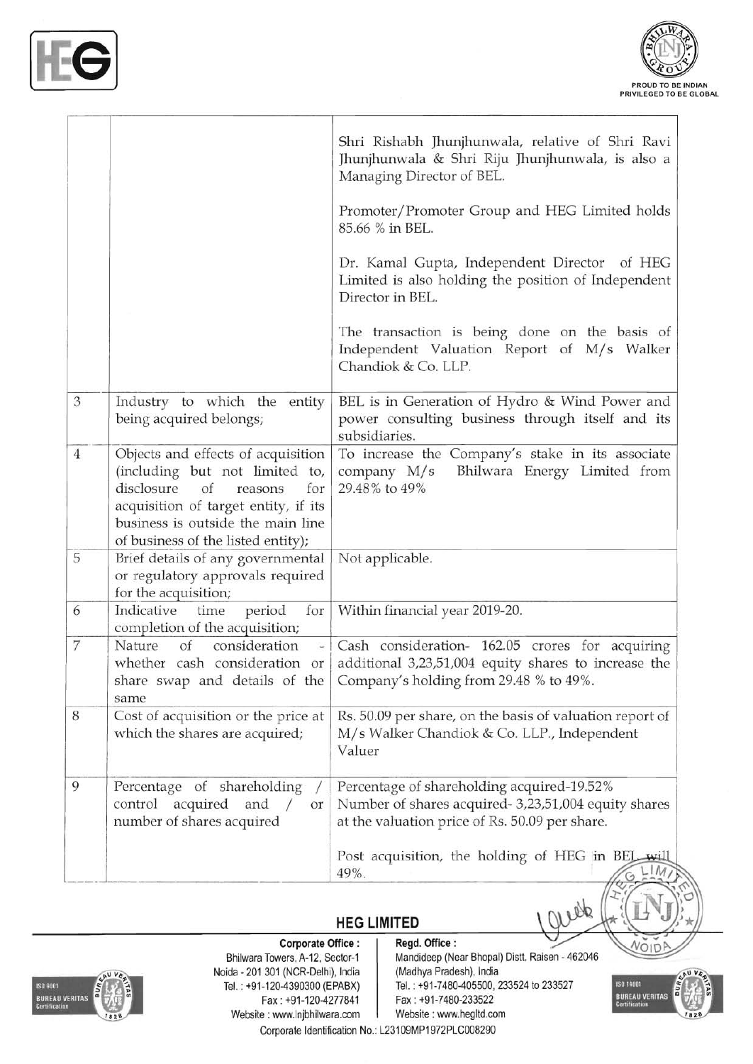| | | |
|---|---|---|
| | | Shri Rishabh Jhunjhunwala, relative of Shri Ravi Jhunjhunwala & Shri Riju Jhunjhunwala, is also a Managing Director of BEL.<br><br>Promoter/Promoter Group and HEG Limited holds 85.66 % in BEL.<br><br>Dr. Kamal Gupta, Independent Director of HEG Limited is also holding the position of Independent Director in BEL.<br><br>The transaction is being done on the basis of Independent Valuation Report of M/s Walker Chandiok & Co. LLP. |
| 3 | Industry to which the entity being acquired belongs; | BEL is in Generation of Hydro & Wind Power and power consulting business through itself and its subsidiaries. |
| 4 | Objects and effects of acquisition (including but not limited to, disclosure of reasons for acquisition of target entity, if its business is outside the main line of business of the listed entity); | To increase the Company's stake in its associate company M/s Bhilwara Energy Limited from 29.48% to 49% |
| 5 | Brief details of any governmental or regulatory approvals required for the acquisition; | Not applicable. |
| 6 | Indicative time period for completion of the acquisition; | Within financial year 2019-20. |
| 7 | Nature of consideration - whether cash consideration or share swap and details of the same | Cash consideration- 162.05 crores for acquiring additional 3,23,51,004 equity shares to increase the Company's holding from 29.48 % to 49%. |
| 8 | Cost of acquisition or the price at which the shares are acquired; | Rs. 50.09 per share, on the basis of valuation report of M/s Walker Chandiok & Co. LLP., Independent Valuer |
| 9 | Percentage of shareholding / control acquired and / or number of shares acquired | Percentage of shareholding acquired-19.52%<br>Number of shares acquired- 3,23,51,004 equity shares at the valuation price of Rs. 50.09 per share.<br><br>Post acquisition, the holding of HEG in BEL will 49%. |

**HEG LIMITED**

**Corporate Office :** Bhilwara Towers, A-12, Sector-1 Noida - 201 301 (NCR-Delhi), India Tel. : +91-120-4390300 (EPABX) Fax : +91-120-4277841 Website : www.lnjbhilwara.com

**Regd. Office :** Mandideep (Near Bhopal) Distt. Raisen - 462046 (Madhya Pradesh), India Tel. : +91-7480-405500, 233524 to 233527 Fax : +91-7480-233522 Website : www.hegltd.com

Corporate Identification No.: L23109MP1972PLC008290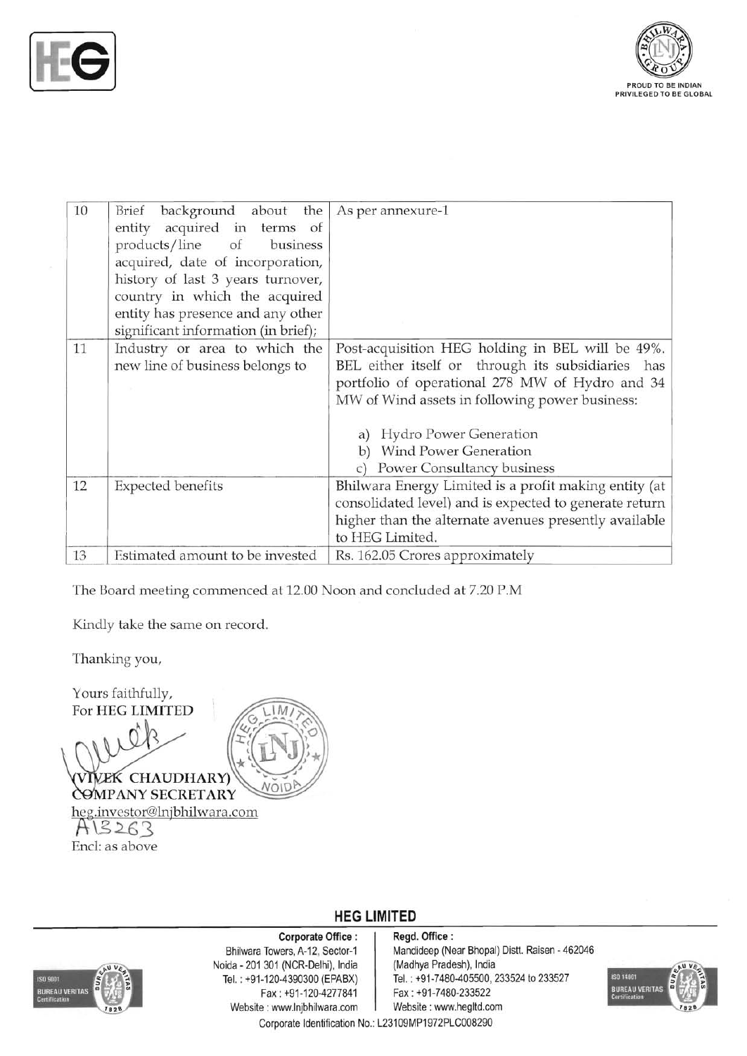| 10 | Brief background about the entity acquired in terms of products/line of business acquired, date of incorporation, history of last 3 years turnover, country in which the acquired entity has presence and any other significant information (in brief); | As per annexure-1 |
|---|---|---|
| 11 | Industry or area to which the new line of business belongs to | Post-acquisition HEG holding in BEL will be 49%. BEL either itself or through its subsidiaries has portfolio of operational 278 MW of Hydro and 34 MW of Wind assets in following power business:<br><br>a) Hydro Power Generation<br>b) Wind Power Generation<br>c) Power Consultancy business |
| 12 | Expected benefits | Bhilwara Energy Limited is a profit making entity (at consolidated level) and is expected to generate return higher than the alternate avenues presently available to HEG Limited. |
| 13 | Estimated amount to be invested | Rs. 162.05 Crores approximately |

The Board meeting commenced at 12.00 Noon and concluded at 7.20 P.M

Kindly take the same on record.

Thanking you,

Yours faithfully,
For HEG LIMITED

(VIVEK CHAUDHARY)
COMPANY SECRETARY
heg.investor@lnjbhilwara.com
A13263

Encl: as above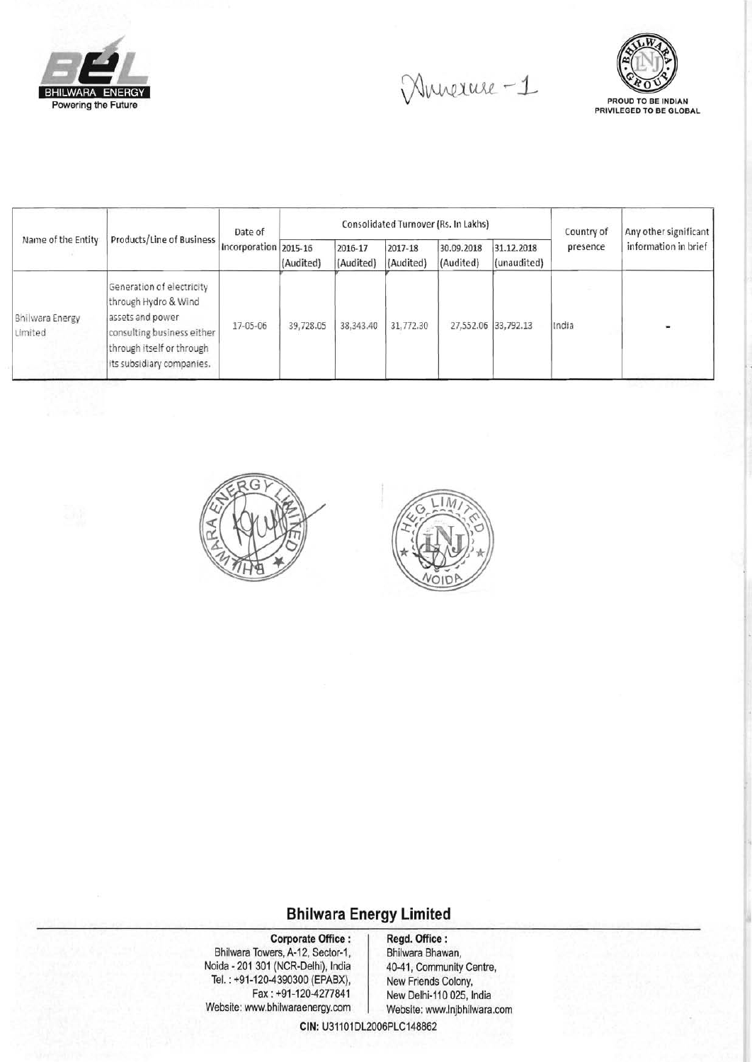Annexure - 1

| Name of the Entity | Products/Line of Business | Date of Incorporation | Consolidated Turnover (Rs. In Lakhs) | | | | | Country of presence | Any other significant information in brief |
|---|---|---|---|---|---|---|---|---|---|
| | | | 2015-16 (Audited) | 2016-17 (Audited) | 2017-18 (Audited) | 30.09.2018 (Audited) | 31.12.2018 (unaudited) | | |
| Bhilwara Energy Limited | Generation of electricity through Hydro & Wind assets and power consulting business either through itself or through its subsidiary companies. | 17-05-06 | 39,728.05 | 38,343.40 | 31,772.30 | 27,552.06 | 33,792.13 | India | - |

## Bhilwara Energy Limited

**Corporate Office :**
Bhilwara Towers, A-12, Sector-1,
Noida - 201 301 (NCR-Delhi), India
Tel. : +91-120-4390300 (EPABX),
Fax : +91-120-4277841
Website: www.bhilwaraenergy.com

**Regd. Office :**
Bhilwara Bhawan,
40-41, Community Centre,
New Friends Colony,
New Delhi-110 025, India
Website: www.lnjbhilwara.com

**CIN:** U31101DL2006PLC148862